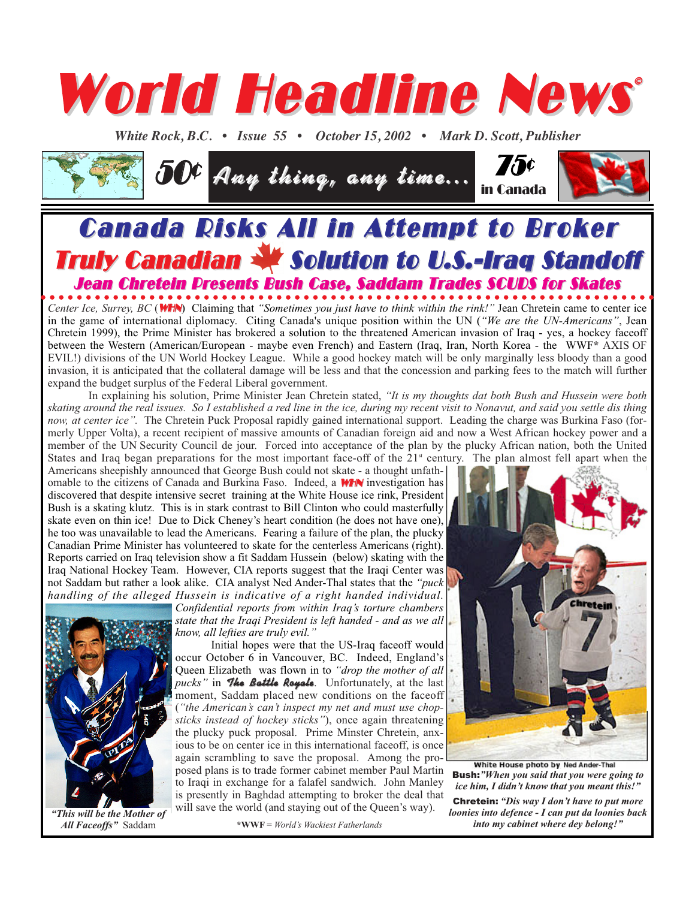# World Headline News©

*White Rock, B.C. • Issue 55 • October 15, 2002 • Mark D. Scott, Publisher*

50¢ *Any thing, any time...* 75¢ in Canada

## Canada Risks All in Attempt to Broker Truly Canadian Solution to U.S.-Iraq Standoff

### Jean Chretein Presents Bush Case, Saddam Trades SCUDS for Skates

*Center Ice, Surrey, BC* (WHN) Claiming that *"Sometimes you just have to think within the rink!"* Jean Chretein came to center ice in the game of international diplomacy. Citing Canada's unique position within the UN (*"We are the UN-Americans"*, Jean Chretein 1999), the Prime Minister has brokered a solution to the threatened American invasion of Iraq - yes, a hockey faceoff between the Western (American/European - maybe even French) and Eastern (Iraq, Iran, North Korea - the WWF* AXIS OF EVIL!) divisions of the UN World Hockey League. While a good hockey match will be only marginally less bloody than a good invasion, it is anticipated that the collateral damage will be less and that the concession and parking fees to the match will further expand the budget surplus of the Federal Liberal government.

In explaining his solution, Prime Minister Jean Chretein stated, *"It is my thoughts dat both Bush and Hussein were both skating around the real issues. So I established a red line in the ice, during my recent visit to Nonavut, and said you settle dis thing now, at center ice".* The Chretein Puck Proposal rapidly gained international support. Leading the charge was Burkina Faso (formerly Upper Volta), a recent recipient of massive amounts of Canadian foreign aid and now a West African hockey power and a member of the UN Security Council de jour. Forced into acceptance of the plan by the plucky African nation, both the United States and Iraq began preparations for the most important face-off of the 21st century. The plan almost fell apart when the Americans sheepishly announced that George Bush could not skate - a thought unfathomable to the citizens of Canada and Burkina Faso. Indeed, a WHN investigation has discovered that despite intensive secret training at the White House ice rink, President Bush is a skating klutz. This is in stark contrast to Bill Clinton who could masterfully skate even on thin ice! Due to Dick Cheney's heart condition (he does not have one), he too was unavailable to lead the Americans. Fearing a failure of the plan, the plucky Canadian Prime Minister has volunteered to skate for the centerless Americans (right). Reports carried on Iraq television show a fit Saddam Hussein (below) skating with the Iraq National Hockey Team. However, CIA reports suggest that the Iraqi Center was not Saddam but rather a look alike. CIA analyst Ned Ander-Thal states that the *"puck handling of the alleged Hussein is indicative of a right handed individual. Confidential reports from within Iraq's torture chambers state that the Iraqi President is left handed - and as we all know, all lefties are truly evil."*

Initial hopes were that the US-Iraq faceoff would occur October 6 in Vancouver, BC. Indeed, England's Queen Elizabeth was flown in to *"drop the mother of all pucks"* in ***The Battle Royale***. Unfortunately, at the last moment, Saddam placed new conditions on the faceoff (*"the American's can't inspect my net and must use chopsticks instead of hockey sticks"*), once again threatening the plucky puck proposal. Prime Minster Chretein, anxious to be on center ice in this international faceoff, is once again scrambling to save the proposal. Among the proposed plans is to trade former cabinet member Paul Martin to Iraqi in exchange for a falafel sandwich. John Manley is presently in Baghdad attempting to broker the deal that will save the world (and staying out of the Queen's way).

*"This will be the Mother of All Faceoffs"* Saddam

White House photo by Ned Ander-Thal

**Bush:** ***"When you said that you were going to ice him, I didn't know that you meant this!"***

**Chretein:** ***"Dis way I don't have to put more loonies into defence - I can put da loonies back into my cabinet where dey belong!"***

***WWF** = *World's Wackiest Fatherlands*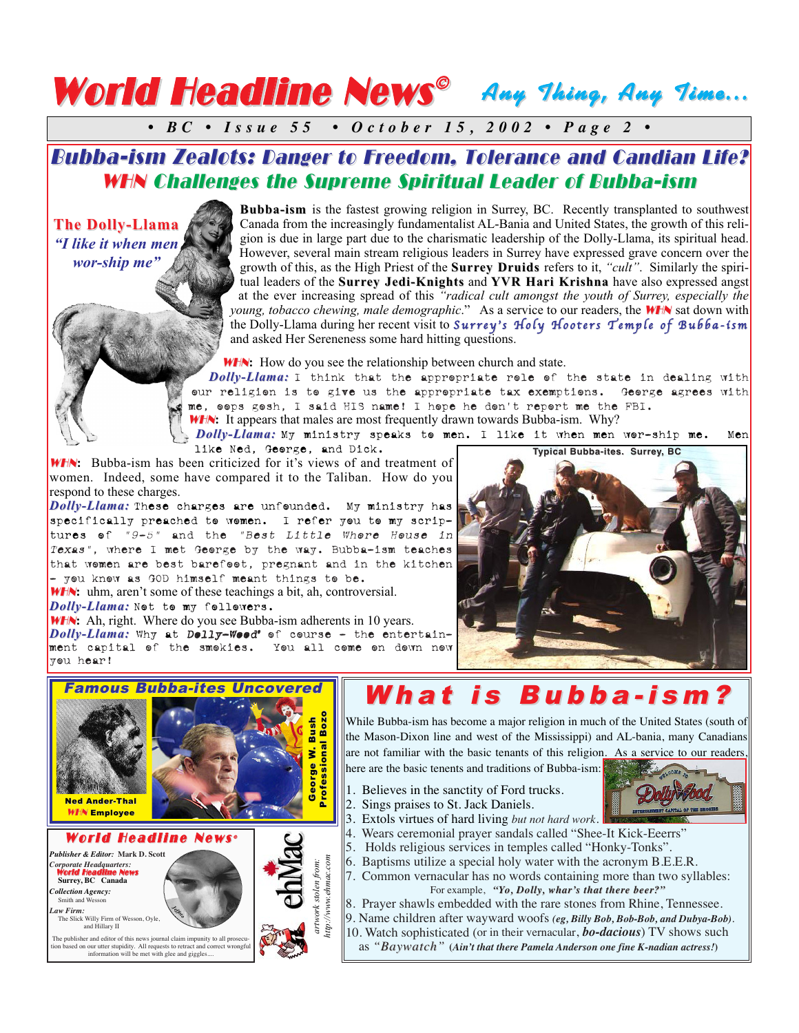# World Headline News© *Any Thing, Any Time...*

• BC • Issue 55 • October 15, 2002 •

## Bubba-ism Zealots: Danger to Freedom, Tolerance and Candian Life?

### WHN Challenges the Supreme Spiritual Leader of Bubba-ism

**The Dolly-Llama**
*"I like it when men wor-ship me"*

**Bubba-ism** is the fastest growing religion in Surrey, BC. Recently transplanted to southwest Canada from the increasingly fundamentalist AL-Bania and United States, the growth of this religion is due in large part due to the charismatic leadership of the Dolly-Llama, its spiritual head. However, several main stream religious leaders in Surrey have expressed grave concern over the growth of this, as the High Priest of the **Surrey Druids** refers to it, *"cult"*. Similarly the spiritual leaders of the **Surrey Jedi-Knights** and **YVR Hari Krishna** have also expressed angst at the ever increasing spread of this *"radical cult amongst the youth of Surrey, especially the young, tobacco chewing, male demographic."* As a service to our readers, the **WHN** sat down with the Dolly-Llama during her recent visit to *Surrey's Holy Hooters Temple of Bubba-ism* and asked Her Sereneness some hard hitting questions.

**WHN:** How do you see the relationship between church and state.

***Dolly-Llama:*** I think that the appropriate role of the state in dealing with our religion is to give us the appropriate tax exemptions. George agrees with me, oops gosh, I said HIS name! I hope he don't report me the FBI.

**WHN**: It appears that males are most frequently drawn towards Bubba-ism. Why?

***Dolly-Llama:*** My ministry speaks to men. I like it when men wor-ship me. Men like Ned, George, and Dick.

**WHN:** Bubba-ism has been criticized for it's views of and treatment of women. Indeed, some have compared it to the Taliban. How do you respond to these charges.

***Dolly-Llama:*** These charges are unfounded. My ministry has specifically preached to women. I refer you to my scriptures of *"9-5"* and the *"Best Little Whore House in Texas"*, where I met George by the way. Bubba-ism teaches that women are best barefoot, pregnant and in the kitchen - you know as GOD himself meant things to be.

**WHN:** uhm, aren't some of these teachings a bit, ah, controversial.

***Dolly-Llama:*** Not to my followers.

**WHN:** Ah, right. Where do you see Bubba-ism adherents in 10 years.

***Dolly-Llama:*** Why at ***Dolly-Wood***® of course - the entertainment capital of the smokies. You all come on down now you hear!

Typical Bubba-ites. Surrey, BC

## Famous Bubba-ites Uncovered

Ned Ander-Thal
WHN Employee

George W. Bush
Professional Bozo

## What is Bubba-ism?

While Bubba-ism has become a major religion in much of the United States (south of the Mason-Dixon line and west of the Mississippi) and AL-bania, many Canadians are not familiar with the basic tenants of this religion. As a service to our readers, here are the basic tenents and traditions of Bubba-ism:

1. Believes in the sanctity of Ford trucks.
2. Sings praises to St. Jack Daniels.
3. Extols virtues of hard living *but not hard work*.
4. Wears ceremonial prayer sandals called "Shee-It Kick-Eeerrs"
5. Holds religious services in temples called "Honky-Tonks".
6. Baptisms utilize a special holy water with the acronym B.E.E.R.
7. Common vernacular has no words containing more than two syllables:
   For example, ***"Yo, Dolly, what's that there beer?"***
8. Prayer shawls embedded with the rare stones from Rhine, Tennessee.
9. Name children after wayward woofs *(eg, Billy Bob, Bob-Bob, and Dubya-Bob)*.
10. Watch sophisticated (or in their vernacular, ***bo-dacious***) TV shows such as *"Baywatch"* (***Ain't that there Pamela Anderson one fine K-nadian actress!***)

Welcome to Dolly Wood — Entertainment Capital of the Smokies

## World Headline News©

**Publisher & Editor:** Mark D. Scott

*Corporate Headquarters:*
World Headline News
Surrey, BC Canada

*Collection Agency:*
Smith and Wesson

*Law Firm:*
The Slick Willy Firm of Wesson, Oyle, and Hillary II

The publisher and editor of this news journal claim impunity to all prosecution based on our utter stupidity. All requests to retract and correct wrongful information will be met with glee and giggles....

ehMac

*artwork stolen from: http://www.ehmac.com*